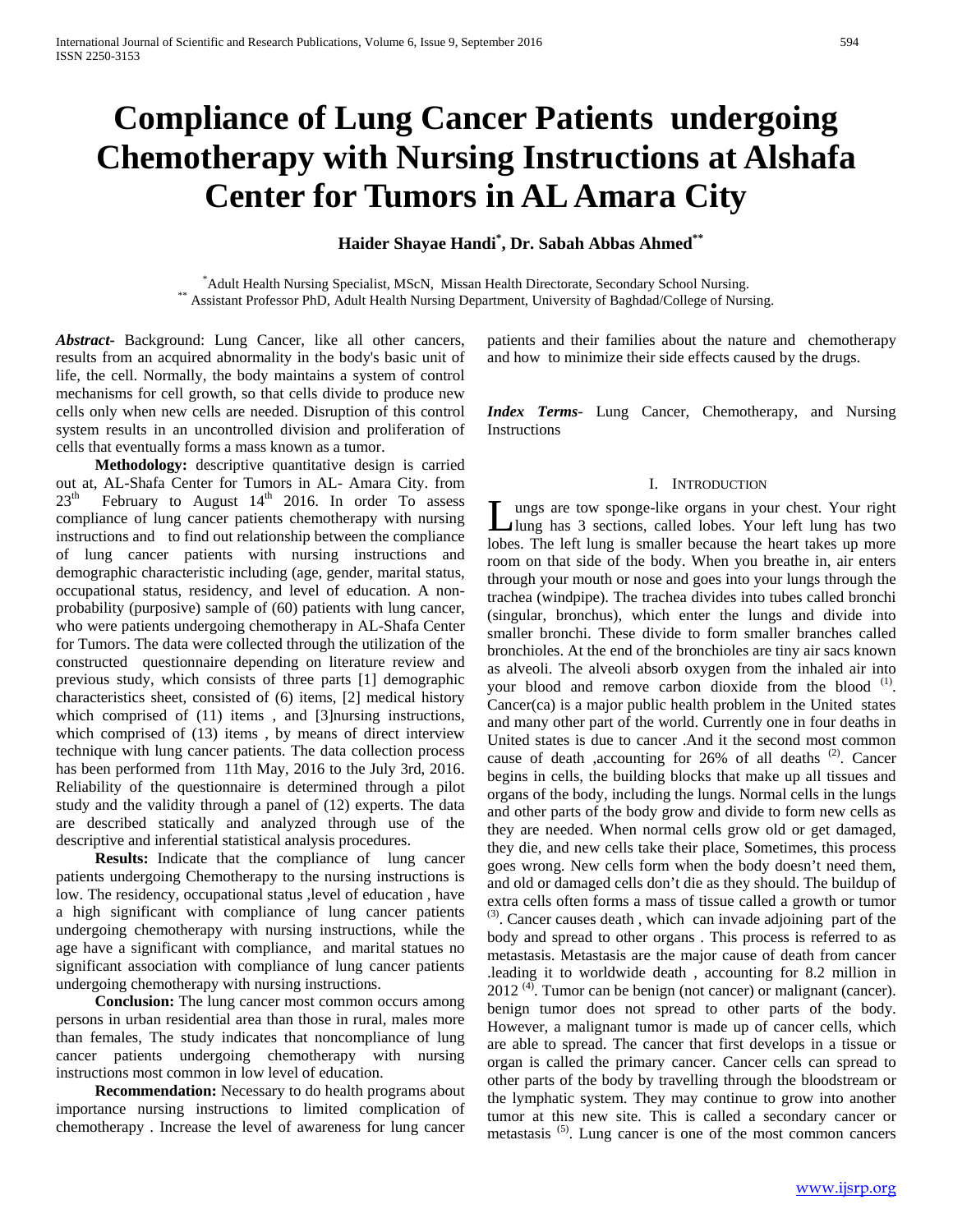# Compliance of Lung Cancer Patients undergoing Chemotherapy with Nursing Instructions at Alshafa Center for Tumors in AL Amara City

**Haider Shayae Handi[*], Dr. Sabah Abbas Ahmed[**]**

[*]Adult Health Nursing Specialist, MScN, Missan Health Directorate, Secondary School Nursing.
[**] Assistant Professor PhD, Adult Health Nursing Department, University of Baghdad/College of Nursing.

***Abstract***- Background: Lung Cancer, like all other cancers, results from an acquired abnormality in the body's basic unit of life, the cell. Normally, the body maintains a system of control mechanisms for cell growth, so that cells divide to produce new cells only when new cells are needed. Disruption of this control system results in an uncontrolled division and proliferation of cells that eventually forms a mass known as a tumor.

**Methodology:** descriptive quantitative design is carried out at, AL-Shafa Center for Tumors in AL- Amara City. from 23th February to August 14th 2016. In order To assess compliance of lung cancer patients chemotherapy with nursing instructions and to find out relationship between the compliance of lung cancer patients with nursing instructions and demographic characteristic including (age, gender, marital status, occupational status, residency, and level of education. A non-probability (purposive) sample of (60) patients with lung cancer, who were patients undergoing chemotherapy in AL-Shafa Center for Tumors. The data were collected through the utilization of the constructed questionnaire depending on literature review and previous study, which consists of three parts [1] demographic characteristics sheet, consisted of (6) items, [2] medical history which comprised of (11) items , and [3]nursing instructions, which comprised of (13) items , by means of direct interview technique with lung cancer patients. The data collection process has been performed from 11th May, 2016 to the July 3rd, 2016. Reliability of the questionnaire is determined through a pilot study and the validity through a panel of (12) experts. The data are described statically and analyzed through use of the descriptive and inferential statistical analysis procedures.

**Results:** Indicate that the compliance of lung cancer patients undergoing Chemotherapy to the nursing instructions is low. The residency, occupational status ,level of education , have a high significant with compliance of lung cancer patients undergoing chemotherapy with nursing instructions, while the age have a significant with compliance, and marital statues no significant association with compliance of lung cancer patients undergoing chemotherapy with nursing instructions.

**Conclusion:** The lung cancer most common occurs among persons in urban residential area than those in rural, males more than females, The study indicates that noncompliance of lung cancer patients undergoing chemotherapy with nursing instructions most common in low level of education.

**Recommendation:** Necessary to do health programs about importance nursing instructions to limited complication of chemotherapy . Increase the level of awareness for lung cancer patients and their families about the nature and chemotherapy and how to minimize their side effects caused by the drugs.

***Index Terms***- Lung Cancer, Chemotherapy, and Nursing Instructions

## I. Introduction

Lungs are tow sponge-like organs in your chest. Your right lung has 3 sections, called lobes. Your left lung has two lobes. The left lung is smaller because the heart takes up more room on that side of the body. When you breathe in, air enters through your mouth or nose and goes into your lungs through the trachea (windpipe). The trachea divides into tubes called bronchi (singular, bronchus), which enter the lungs and divide into smaller bronchi. These divide to form smaller branches called bronchioles. At the end of the bronchioles are tiny air sacs known as alveoli. The alveoli absorb oxygen from the inhaled air into your blood and remove carbon dioxide from the blood [(1)]. Cancer(ca) is a major public health problem in the United states and many other part of the world. Currently one in four deaths in United states is due to cancer .And it the second most common cause of death ,accounting for 26% of all deaths [(2)]. Cancer begins in cells, the building blocks that make up all tissues and organs of the body, including the lungs. Normal cells in the lungs and other parts of the body grow and divide to form new cells as they are needed. When normal cells grow old or get damaged, they die, and new cells take their place, Sometimes, this process goes wrong. New cells form when the body doesn't need them, and old or damaged cells don't die as they should. The buildup of extra cells often forms a mass of tissue called a growth or tumor [(3)]. Cancer causes death , which can invade adjoining part of the body and spread to other organs . This process is referred to as metastasis. Metastasis are the major cause of death from cancer .leading it to worldwide death , accounting for 8.2 million in 2012 [(4)]. Tumor can be benign (not cancer) or malignant (cancer). benign tumor does not spread to other parts of the body. However, a malignant tumor is made up of cancer cells, which are able to spread. The cancer that first develops in a tissue or organ is called the primary cancer. Cancer cells can spread to other parts of the body by travelling through the bloodstream or the lymphatic system. They may continue to grow into another tumor at this new site. This is called a secondary cancer or metastasis [(5)]. Lung cancer is one of the most common cancers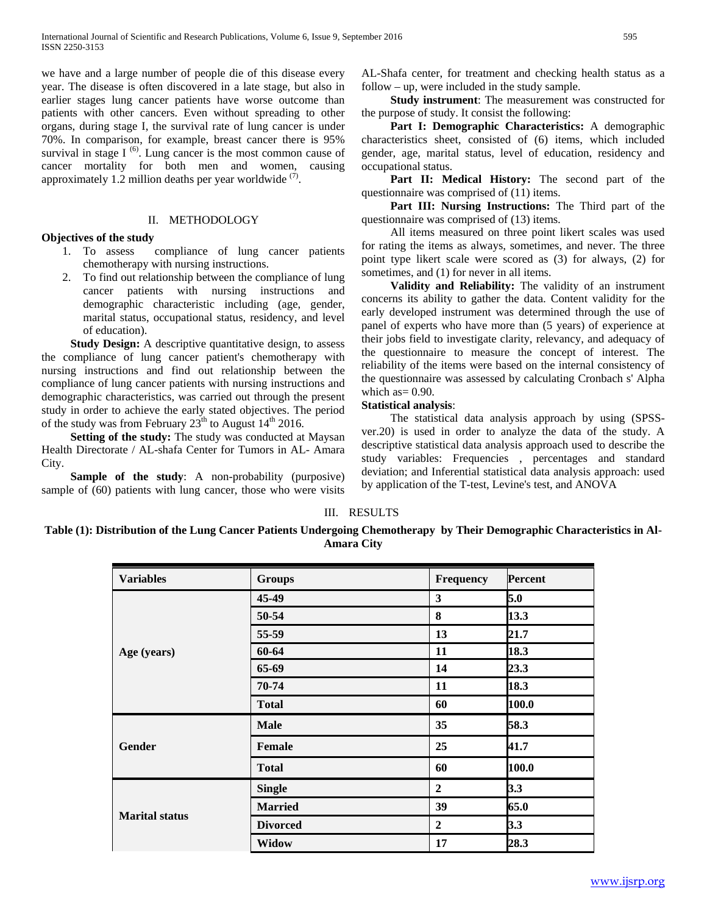we have and a large number of people die of this disease every year. The disease is often discovered in a late stage, but also in earlier stages lung cancer patients have worse outcome than patients with other cancers. Even without spreading to other organs, during stage I, the survival rate of lung cancer is under 70%. In comparison, for example, breast cancer there is 95% survival in stage I [(6)]. Lung cancer is the most common cause of cancer mortality for both men and women, causing approximately 1.2 million deaths per year worldwide [(7)].

## II. METHODOLOGY

**Objectives of the study**

1. To assess compliance of lung cancer patients chemotherapy with nursing instructions.
2. To find out relationship between the compliance of lung cancer patients with nursing instructions and demographic characteristic including (age, gender, marital status, occupational status, residency, and level of education).

**Study Design:** A descriptive quantitative design, to assess the compliance of lung cancer patient's chemotherapy with nursing instructions and find out relationship between the compliance of lung cancer patients with nursing instructions and demographic characteristics, was carried out through the present study in order to achieve the early stated objectives. The period of the study was from February 23[th] to August 14[th] 2016.

**Setting of the study:** The study was conducted at Maysan Health Directorate / AL-shafa Center for Tumors in AL- Amara City.

**Sample of the study**: A non-probability (purposive) sample of (60) patients with lung cancer, those who were visits AL-Shafa center, for treatment and checking health status as a follow – up, were included in the study sample.

**Study instrument**: The measurement was constructed for the purpose of study. It consist the following:

**Part I: Demographic Characteristics:** A demographic characteristics sheet, consisted of (6) items, which included gender, age, marital status, level of education, residency and occupational status.

**Part II: Medical History:** The second part of the questionnaire was comprised of (11) items.

**Part III: Nursing Instructions:** The Third part of the questionnaire was comprised of (13) items.

All items measured on three point likert scales was used for rating the items as always, sometimes, and never. The three point type likert scale were scored as (3) for always, (2) for sometimes, and (1) for never in all items.

**Validity and Reliability:** The validity of an instrument concerns its ability to gather the data. Content validity for the early developed instrument was determined through the use of panel of experts who have more than (5 years) of experience at their jobs field to investigate clarity, relevancy, and adequacy of the questionnaire to measure the concept of interest. The reliability of the items were based on the internal consistency of the questionnaire was assessed by calculating Cronbach s' Alpha which as= 0.90.

**Statistical analysis**:

The statistical data analysis approach by using (SPSS-ver.20) is used in order to analyze the data of the study. A descriptive statistical data analysis approach used to describe the study variables: Frequencies , percentages and standard deviation; and Inferential statistical data analysis approach: used by application of the T-test, Levine's test, and ANOVA

## III. RESULTS

**Table (1): Distribution of the Lung Cancer Patients Undergoing Chemotherapy by Their Demographic Characteristics in Al-Amara City**

| Variables | Groups | Frequency | Percent |
|---|---|---|---|
| Age (years) | 45-49 | 3 | 5.0 |
| | 50-54 | 8 | 13.3 |
| | 55-59 | 13 | 21.7 |
| | 60-64 | 11 | 18.3 |
| | 65-69 | 14 | 23.3 |
| | 70-74 | 11 | 18.3 |
| | Total | 60 | 100.0 |
| Gender | Male | 35 | 58.3 |
| | Female | 25 | 41.7 |
| | Total | 60 | 100.0 |
| Marital status | Single | 2 | 3.3 |
| | Married | 39 | 65.0 |
| | Divorced | 2 | 3.3 |
| | Widow | 17 | 28.3 |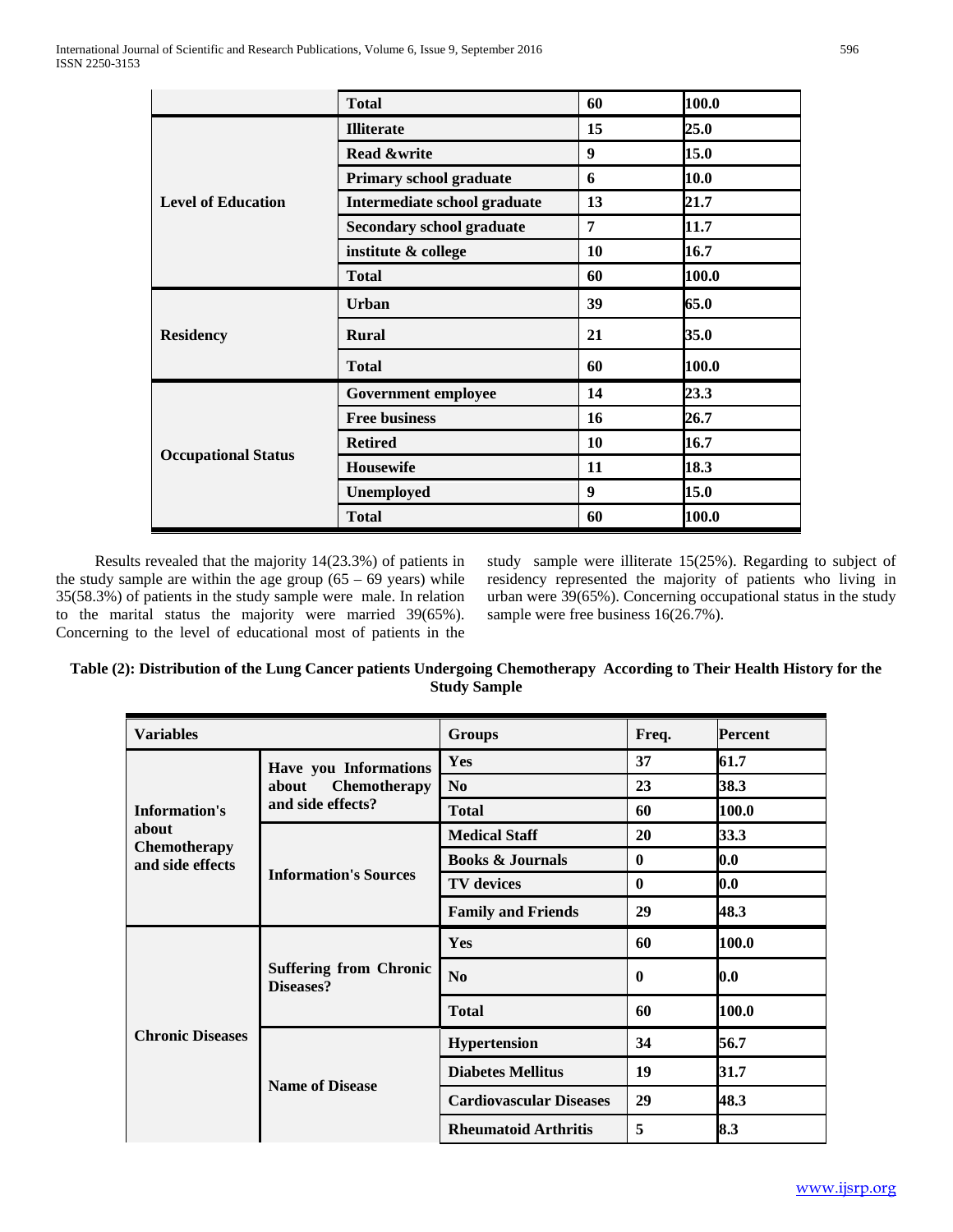| | | | |
|---|---|---|---|
| | **Total** | **60** | **100.0** |
| **Level of Education** | **Illiterate** | **15** | **25.0** |
| | **Read &write** | **9** | **15.0** |
| | **Primary school graduate** | **6** | **10.0** |
| | **Intermediate school graduate** | **13** | **21.7** |
| | **Secondary school graduate** | **7** | **11.7** |
| | **institute & college** | **10** | **16.7** |
| | **Total** | **60** | **100.0** |
| **Residency** | **Urban** | **39** | **65.0** |
| | **Rural** | **21** | **35.0** |
| | **Total** | **60** | **100.0** |
| **Occupational Status** | **Government employee** | **14** | **23.3** |
| | **Free business** | **16** | **26.7** |
| | **Retired** | **10** | **16.7** |
| | **Housewife** | **11** | **18.3** |
| | **Unemployed** | **9** | **15.0** |
| | **Total** | **60** | **100.0** |

Results revealed that the majority 14(23.3%) of patients in the study sample are within the age group (65 – 69 years) while 35(58.3%) of patients in the study sample were male. In relation to the marital status the majority were married 39(65%). Concerning to the level of educational most of patients in the study sample were illiterate 15(25%). Regarding to subject of residency represented the majority of patients who living in urban were 39(65%). Concerning occupational status in the study sample were free business 16(26.7%).

**Table (2): Distribution of the Lung Cancer patients Undergoing Chemotherapy According to Their Health History for the Study Sample**

| **Variables** | | **Groups** | **Freq.** | **Percent** |
|---|---|---|---|---|
| **Information's about Chemotherapy and side effects** | **Have you Informations about Chemotherapy and side effects?** | **Yes** | **37** | **61.7** |
| | | **No** | **23** | **38.3** |
| | | **Total** | **60** | **100.0** |
| | **Information's Sources** | **Medical Staff** | **20** | **33.3** |
| | | **Books & Journals** | **0** | **0.0** |
| | | **TV devices** | **0** | **0.0** |
| | | **Family and Friends** | **29** | **48.3** |
| **Chronic Diseases** | **Suffering from Chronic Diseases?** | **Yes** | **60** | **100.0** |
| | | **No** | **0** | **0.0** |
| | | **Total** | **60** | **100.0** |
| | **Name of Disease** | **Hypertension** | **34** | **56.7** |
| | | **Diabetes Mellitus** | **19** | **31.7** |
| | | **Cardiovascular Diseases** | **29** | **48.3** |
| | | **Rheumatoid Arthritis** | **5** | **8.3** |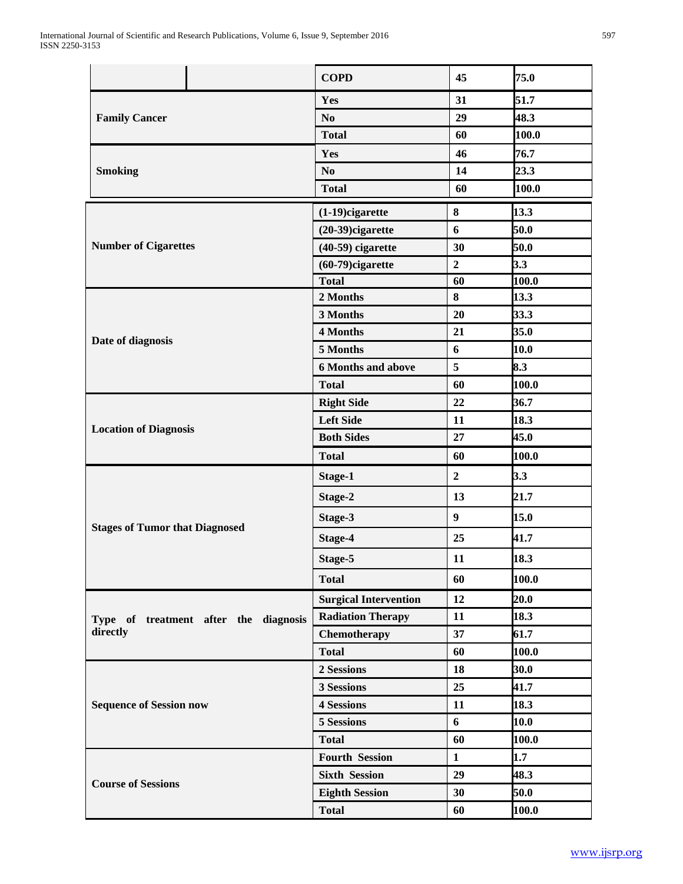| | | | |
|---|---|---|---|
| | **COPD** | **45** | **75.0** |
| **Family Cancer** | **Yes** | **31** | **51.7** |
| | **No** | **29** | **48.3** |
| | **Total** | **60** | **100.0** |
| **Smoking** | **Yes** | **46** | **76.7** |
| | **No** | **14** | **23.3** |
| | **Total** | **60** | **100.0** |
| **Number of Cigarettes** | **(1-19)cigarette** | **8** | **13.3** |
| | **(20-39)cigarette** | **6** | **50.0** |
| | **(40-59) cigarette** | **30** | **50.0** |
| | **(60-79)cigarette** | **2** | **3.3** |
| | **Total** | **60** | **100.0** |
| **Date of diagnosis** | **2 Months** | **8** | **13.3** |
| | **3 Months** | **20** | **33.3** |
| | **4 Months** | **21** | **35.0** |
| | **5 Months** | **6** | **10.0** |
| | **6 Months and above** | **5** | **8.3** |
| | **Total** | **60** | **100.0** |
| **Location of Diagnosis** | **Right Side** | **22** | **36.7** |
| | **Left Side** | **11** | **18.3** |
| | **Both Sides** | **27** | **45.0** |
| | **Total** | **60** | **100.0** |
| **Stages of Tumor that Diagnosed** | **Stage-1** | **2** | **3.3** |
| | **Stage-2** | **13** | **21.7** |
| | **Stage-3** | **9** | **15.0** |
| | **Stage-4** | **25** | **41.7** |
| | **Stage-5** | **11** | **18.3** |
| | **Total** | **60** | **100.0** |
| **Type of treatment after the diagnosis directly** | **Surgical Intervention** | **12** | **20.0** |
| | **Radiation Therapy** | **11** | **18.3** |
| | **Chemotherapy** | **37** | **61.7** |
| | **Total** | **60** | **100.0** |
| **Sequence of Session now** | **2 Sessions** | **18** | **30.0** |
| | **3 Sessions** | **25** | **41.7** |
| | **4 Sessions** | **11** | **18.3** |
| | **5 Sessions** | **6** | **10.0** |
| | **Total** | **60** | **100.0** |
| **Course of Sessions** | **Fourth Session** | **1** | **1.7** |
| | **Sixth Session** | **29** | **48.3** |
| | **Eighth Session** | **30** | **50.0** |
| | **Total** | **60** | **100.0** |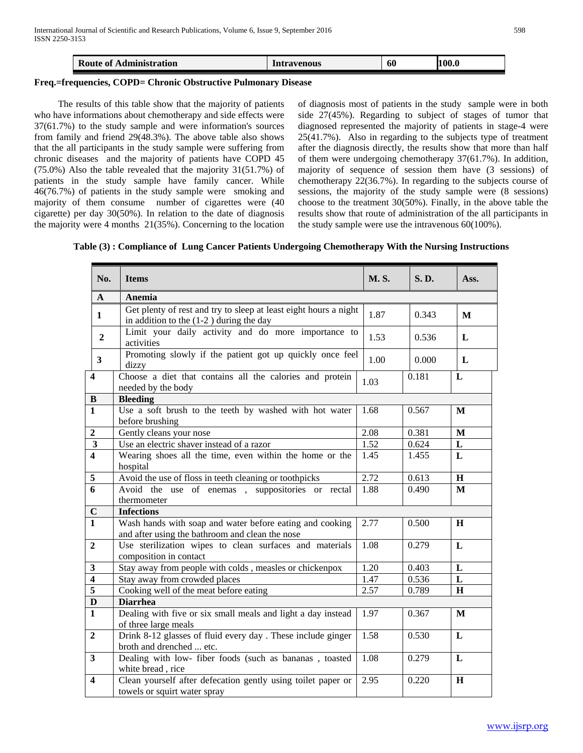| Route of Administration | Intravenous | 60 | 100.0 |
|---|---|---|---|

**Freq.=frequencies, COPD= Chronic Obstructive Pulmonary Disease**

The results of this table show that the majority of patients who have informations about chemotherapy and side effects were 37(61.7%) to the study sample and were information's sources from family and friend 29(48.3%). The above table also shows that the all participants in the study sample were suffering from chronic diseases and the majority of patients have COPD 45 (75.0%) Also the table revealed that the majority 31(51.7%) of patients in the study sample have family cancer. While 46(76.7%) of patients in the study sample were smoking and majority of them consume number of cigarettes were (40 cigarette) per day 30(50%). In relation to the date of diagnosis the majority were 4 months 21(35%). Concerning to the location of diagnosis most of patients in the study sample were in both side 27(45%). Regarding to subject of stages of tumor that diagnosed represented the majority of patients in stage-4 were 25(41.7%). Also in regarding to the subjects type of treatment after the diagnosis directly, the results show that more than half of them were undergoing chemotherapy 37(61.7%). In addition, majority of sequence of session them have (3 sessions) of chemotherapy 22(36.7%). In regarding to the subjects course of sessions, the majority of the study sample were (8 sessions) choose to the treatment 30(50%). Finally, in the above table the results show that route of administration of the all participants in the study sample were use the intravenous 60(100%).

**Table (3) : Compliance of Lung Cancer Patients Undergoing Chemotherapy With the Nursing Instructions**

| No. | Items | M. S. | S. D. | Ass. |
|---|---|---|---|---|
| **A** | **Anemia** | | | |
| 1 | Get plenty of rest and try to sleep at least eight hours a night in addition to the (1-2 ) during the day | 1.87 | 0.343 | M |
| 2 | Limit your daily activity and do more importance to activities | 1.53 | 0.536 | L |
| 3 | Promoting slowly if the patient got up quickly once feel dizzy | 1.00 | 0.000 | L |
| 4 | Choose a diet that contains all the calories and protein needed by the body | 1.03 | 0.181 | L |
| **B** | **Bleeding** | | | |
| 1 | Use a soft brush to the teeth by washed with hot water before brushing | 1.68 | 0.567 | M |
| 2 | Gently cleans your nose | 2.08 | 0.381 | M |
| 3 | Use an electric shaver instead of a razor | 1.52 | 0.624 | L |
| 4 | Wearing shoes all the time, even within the home or the hospital | 1.45 | 1.455 | L |
| 5 | Avoid the use of floss in teeth cleaning or toothpicks | 2.72 | 0.613 | H |
| 6 | Avoid the use of enemas , suppositories or rectal thermometer | 1.88 | 0.490 | M |
| **C** | **Infections** | | | |
| 1 | Wash hands with soap and water before eating and cooking and after using the bathroom and clean the nose | 2.77 | 0.500 | H |
| 2 | Use sterilization wipes to clean surfaces and materials composition in contact | 1.08 | 0.279 | L |
| 3 | Stay away from people with colds , measles or chickenpox | 1.20 | 0.403 | L |
| 4 | Stay away from crowded places | 1.47 | 0.536 | L |
| 5 | Cooking well of the meat before eating | 2.57 | 0.789 | H |
| **D** | **Diarrhea** | | | |
| 1 | Dealing with five or six small meals and light a day instead of three large meals | 1.97 | 0.367 | M |
| 2 | Drink 8-12 glasses of fluid every day . These include ginger broth and drenched ... etc. | 1.58 | 0.530 | L |
| 3 | Dealing with low- fiber foods (such as bananas , toasted white bread , rice | 1.08 | 0.279 | L |
| 4 | Clean yourself after defecation gently using toilet paper or towels or squirt water spray | 2.95 | 0.220 | H |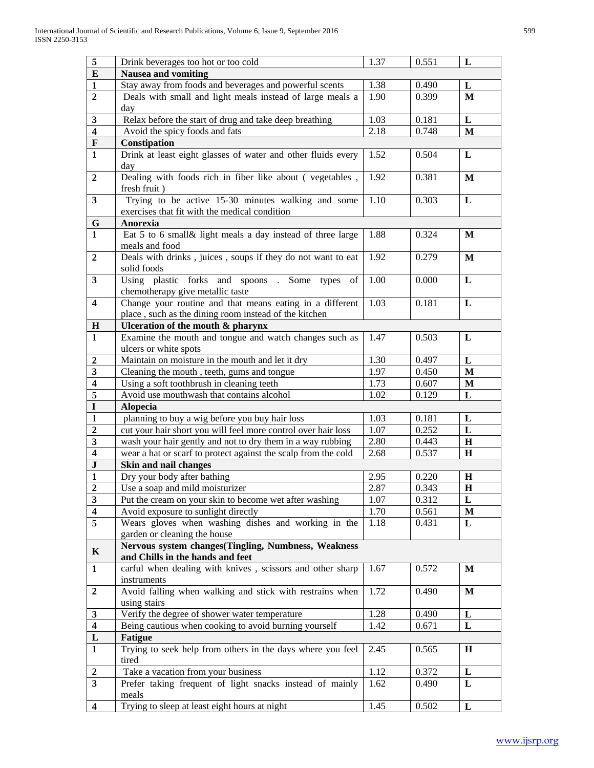| 5 | Drink beverages too hot or too cold | 1.37 | 0.551 | L |
|---|---|---|---|---|
| **E** | **Nausea and vomiting** | | | |
| 1 | Stay away from foods and beverages and powerful scents | 1.38 | 0.490 | L |
| 2 | Deals with small and light meals instead of large meals a day | 1.90 | 0.399 | M |
| 3 | Relax before the start of drug and take deep breathing | 1.03 | 0.181 | L |
| 4 | Avoid the spicy foods and fats | 2.18 | 0.748 | M |
| **F** | **Constipation** | | | |
| 1 | Drink at least eight glasses of water and other fluids every day | 1.52 | 0.504 | L |
| 2 | Dealing with foods rich in fiber like about ( vegetables , fresh fruit ) | 1.92 | 0.381 | M |
| 3 | Trying to be active 15-30 minutes walking and some exercises that fit with the medical condition | 1.10 | 0.303 | L |
| **G** | **Anorexia** | | | |
| 1 | Eat 5 to 6 small& light meals a day instead of three large meals and food | 1.88 | 0.324 | M |
| 2 | Deals with drinks , juices , soups if they do not want to eat solid foods | 1.92 | 0.279 | M |
| 3 | Using plastic forks and spoons . Some types of chemotherapy give metallic taste | 1.00 | 0.000 | L |
| 4 | Change your routine and that means eating in a different place , such as the dining room instead of the kitchen | 1.03 | 0.181 | L |
| **H** | **Ulceration of the mouth & pharynx** | | | |
| 1 | Examine the mouth and tongue and watch changes such as ulcers or white spots | 1.47 | 0.503 | L |
| 2 | Maintain on moisture in the mouth and let it dry | 1.30 | 0.497 | L |
| 3 | Cleaning the mouth , teeth, gums and tongue | 1.97 | 0.450 | M |
| 4 | Using a soft toothbrush in cleaning teeth | 1.73 | 0.607 | M |
| 5 | Avoid use mouthwash that contains alcohol | 1.02 | 0.129 | L |
| **I** | **Alopecia** | | | |
| 1 | planning to buy a wig before you buy hair loss | 1.03 | 0.181 | L |
| 2 | cut your hair short you will feel more control over hair loss | 1.07 | 0.252 | L |
| 3 | wash your hair gently and not to dry them in a way rubbing | 2.80 | 0.443 | H |
| 4 | wear a hat or scarf to protect against the scalp from the cold | 2.68 | 0.537 | H |
| **J** | **Skin and nail changes** | | | |
| 1 | Dry your body after bathing | 2.95 | 0.220 | H |
| 2 | Use a soap and mild moisturizer | 2.87 | 0.343 | H |
| 3 | Put the cream on your skin to become wet after washing | 1.07 | 0.312 | L |
| 4 | Avoid exposure to sunlight directly | 1.70 | 0.561 | M |
| 5 | Wears gloves when washing dishes and working in the garden or cleaning the house | 1.18 | 0.431 | L |
| **K** | **Nervous system changes(Tingling, Numbness, Weakness and Chills in the hands and feet** | | | |
| 1 | carful when dealing with knives , scissors and other sharp instruments | 1.67 | 0.572 | M |
| 2 | Avoid falling when walking and stick with restrains when using stairs | 1.72 | 0.490 | M |
| 3 | Verify the degree of shower water temperature | 1.28 | 0.490 | L |
| 4 | Being cautious when cooking to avoid burning yourself | 1.42 | 0.671 | L |
| **L** | **Fatigue** | | | |
| 1 | Trying to seek help from others in the days where you feel tired | 2.45 | 0.565 | H |
| 2 | Take a vacation from your business | 1.12 | 0.372 | L |
| 3 | Prefer taking frequent of light snacks instead of mainly meals | 1.62 | 0.490 | L |
| 4 | Trying to sleep at least eight hours at night | 1.45 | 0.502 | L |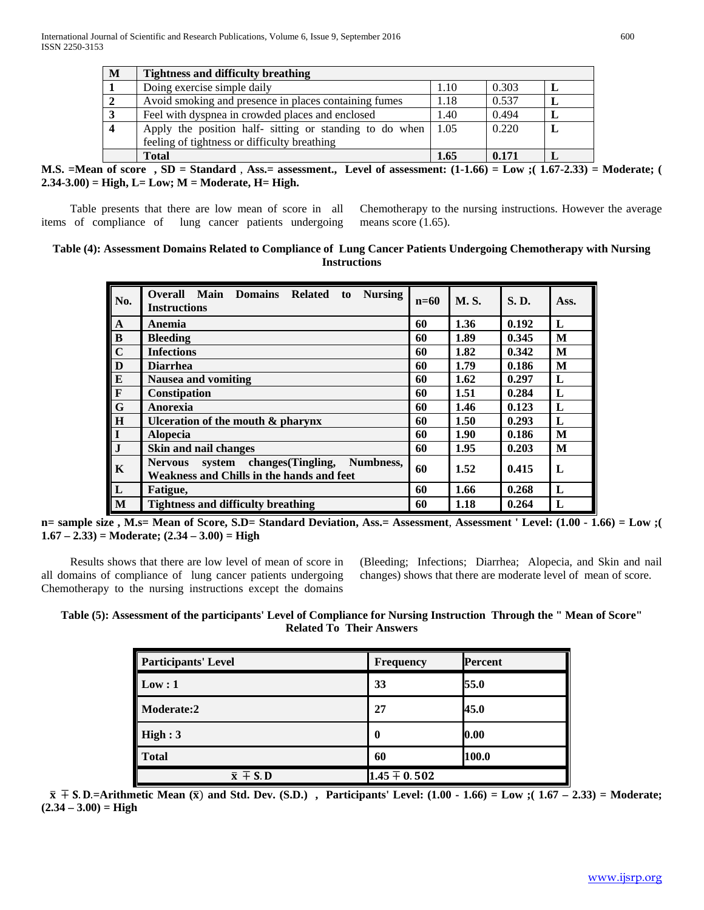| M | Tightness and difficulty breathing | | | |
|---|---|---|---|---|
| 1 | Doing exercise simple daily | 1.10 | 0.303 | L |
| 2 | Avoid smoking and presence in places containing fumes | 1.18 | 0.537 | L |
| 3 | Feel with dyspnea in crowded places and enclosed | 1.40 | 0.494 | L |
| 4 | Apply the position half- sitting or standing to do when feeling of tightness or difficulty breathing | 1.05 | 0.220 | L |
| | **Total** | **1.65** | **0.171** | **L** |

**M.S. =Mean of score , SD = Standard , Ass.= assessment., Level of assessment: (1-1.66) = Low ;( 1.67-2.33) = Moderate; ( 2.34-3.00) = High, L= Low; M = Moderate, H= High.**

Table presents that there are low mean of score in all items of compliance of lung cancer patients undergoing Chemotherapy to the nursing instructions. However the average means score (1.65).

**Table (4): Assessment Domains Related to Compliance of Lung Cancer Patients Undergoing Chemotherapy with Nursing Instructions**

| No. | Overall Main Domains Related to Nursing Instructions | n=60 | M. S. | S. D. | Ass. |
|---|---|---|---|---|---|
| **A** | **Anemia** | **60** | **1.36** | **0.192** | **L** |
| **B** | **Bleeding** | **60** | **1.89** | **0.345** | **M** |
| **C** | **Infections** | **60** | **1.82** | **0.342** | **M** |
| **D** | **Diarrhea** | **60** | **1.79** | **0.186** | **M** |
| **E** | **Nausea and vomiting** | **60** | **1.62** | **0.297** | **L** |
| **F** | **Constipation** | **60** | **1.51** | **0.284** | **L** |
| **G** | **Anorexia** | **60** | **1.46** | **0.123** | **L** |
| **H** | **Ulceration of the mouth & pharynx** | **60** | **1.50** | **0.293** | **L** |
| **I** | **Alopecia** | **60** | **1.90** | **0.186** | **M** |
| **J** | **Skin and nail changes** | **60** | **1.95** | **0.203** | **M** |
| **K** | **Nervous system changes(Tingling, Numbness, Weakness and Chills in the hands and feet** | **60** | **1.52** | **0.415** | **L** |
| **L** | **Fatigue,** | **60** | **1.66** | **0.268** | **L** |
| **M** | **Tightness and difficulty breathing** | **60** | **1.18** | **0.264** | **L** |

**n= sample size , M.s= Mean of Score, S.D= Standard Deviation, Ass.= Assessment, Assessment ' Level: (1.00 - 1.66) = Low ;( 1.67 – 2.33) = Moderate; (2.34 – 3.00) = High**

Results shows that there are low level of mean of score in all domains of compliance of lung cancer patients undergoing Chemotherapy to the nursing instructions except the domains (Bleeding; Infections; Diarrhea; Alopecia, and Skin and nail changes) shows that there are moderate level of mean of score.

**Table (5): Assessment of the participants' Level of Compliance for Nursing Instruction Through the " Mean of Score" Related To Their Answers**

| Participants' Level | Frequency | Percent |
|---|---|---|
| **Low : 1** | **33** | **55.0** |
| **Moderate:2** | **27** | **45.0** |
| **High : 3** | **0** | **0.00** |
| **Total** | **60** | **100.0** |
| $\bar{x} \mp S.D$ | $1.45 \mp 0.502$ | |

**$\bar{x} \mp S.D$.=Arithmetic Mean ($\bar{x}$) and Std. Dev. (S.D.) , Participants' Level: (1.00 - 1.66) = Low ;( 1.67 – 2.33) = Moderate; (2.34 – 3.00) = High**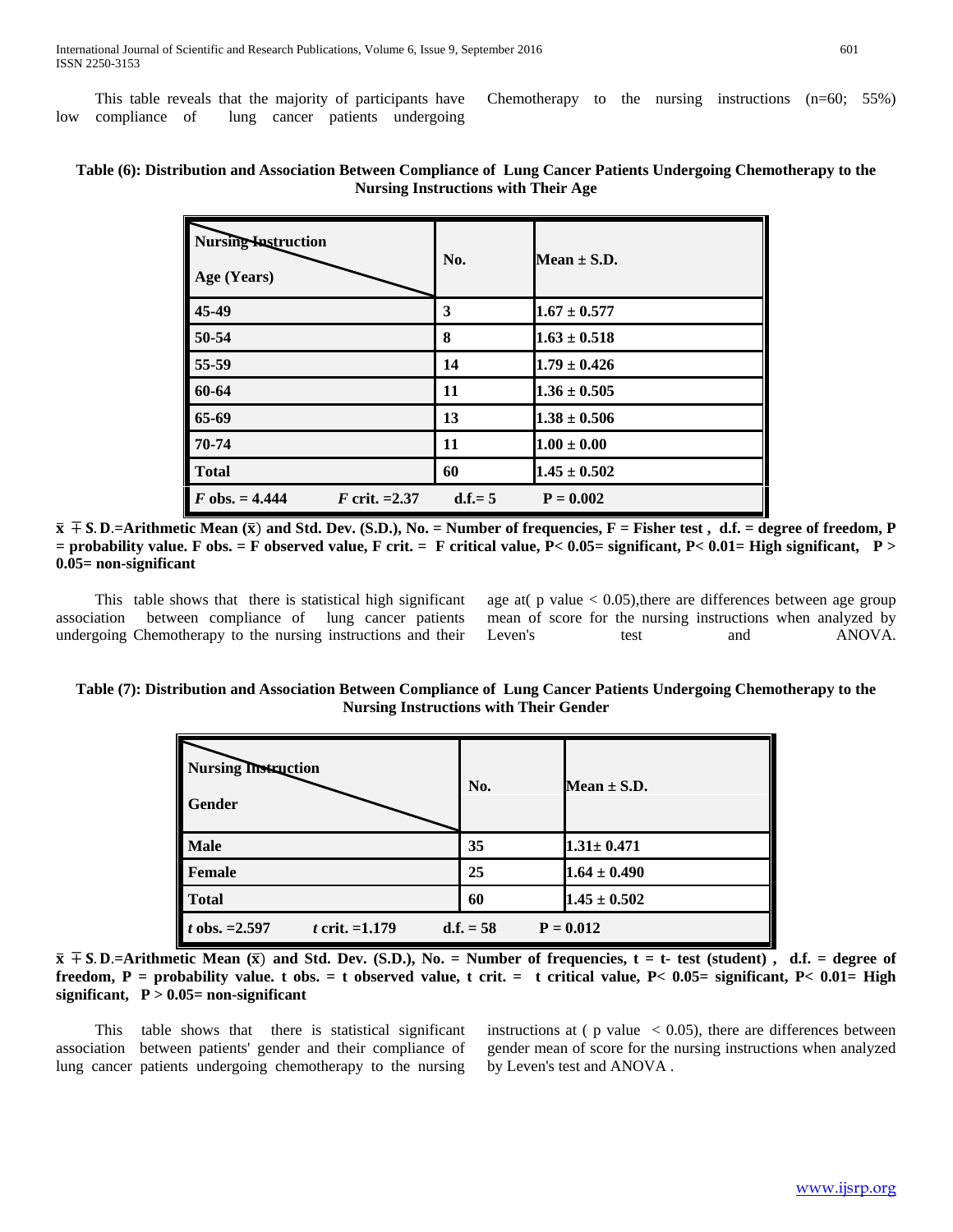This table reveals that the majority of participants have low compliance of lung cancer patients undergoing Chemotherapy to the nursing instructions (n=60; 55%)

**Table (6): Distribution and Association Between Compliance of Lung Cancer Patients Undergoing Chemotherapy to the Nursing Instructions with Their Age**

| Nursing Instruction / Age (Years) | No. | Mean ± S.D. |
|---|---|---|
| 45-49 | 3 | 1.67 ± 0.577 |
| 50-54 | 8 | 1.63 ± 0.518 |
| 55-59 | 14 | 1.79 ± 0.426 |
| 60-64 | 11 | 1.36 ± 0.505 |
| 65-69 | 13 | 1.38 ± 0.506 |
| 70-74 | 11 | 1.00 ± 0.00 |
| Total | 60 | 1.45 ± 0.502 |
| *F* obs. = 4.444    *F* crit. =2.37 | d.f.= 5 | P = 0.002 |

**$\bar{x} \mp$ S.D.=Arithmetic Mean ($\bar{x}$) and Std. Dev. (S.D.), No. = Number of frequencies, F = Fisher test , d.f. = degree of freedom, P = probability value. F obs. = F observed value, F crit. = F critical value, P< 0.05= significant, P< 0.01= High significant, P > 0.05= non-significant**

This table shows that there is statistical high significant association between compliance of lung cancer patients undergoing Chemotherapy to the nursing instructions and their age at( p value < 0.05),there are differences between age group mean of score for the nursing instructions when analyzed by Leven's test and ANOVA.

**Table (7): Distribution and Association Between Compliance of Lung Cancer Patients Undergoing Chemotherapy to the Nursing Instructions with Their Gender**

| Nursing Instruction / Gender | No. | Mean ± S.D. |
|---|---|---|
| Male | 35 | 1.31± 0.471 |
| Female | 25 | 1.64 ± 0.490 |
| Total | 60 | 1.45 ± 0.502 |
| *t* obs. =2.597    *t* crit. =1.179 | d.f. = 58 | P = 0.012 |

**$\bar{x} \mp$ S.D.=Arithmetic Mean ($\bar{x}$) and Std. Dev. (S.D.), No. = Number of frequencies, t = t- test (student) , d.f. = degree of freedom, P = probability value. t obs. = t observed value, t crit. = t critical value, P< 0.05= significant, P< 0.01= High significant, P > 0.05= non-significant**

This table shows that there is statistical significant association between patients' gender and their compliance of lung cancer patients undergoing chemotherapy to the nursing instructions at ( p value < 0.05), there are differences between gender mean of score for the nursing instructions when analyzed by Leven's test and ANOVA .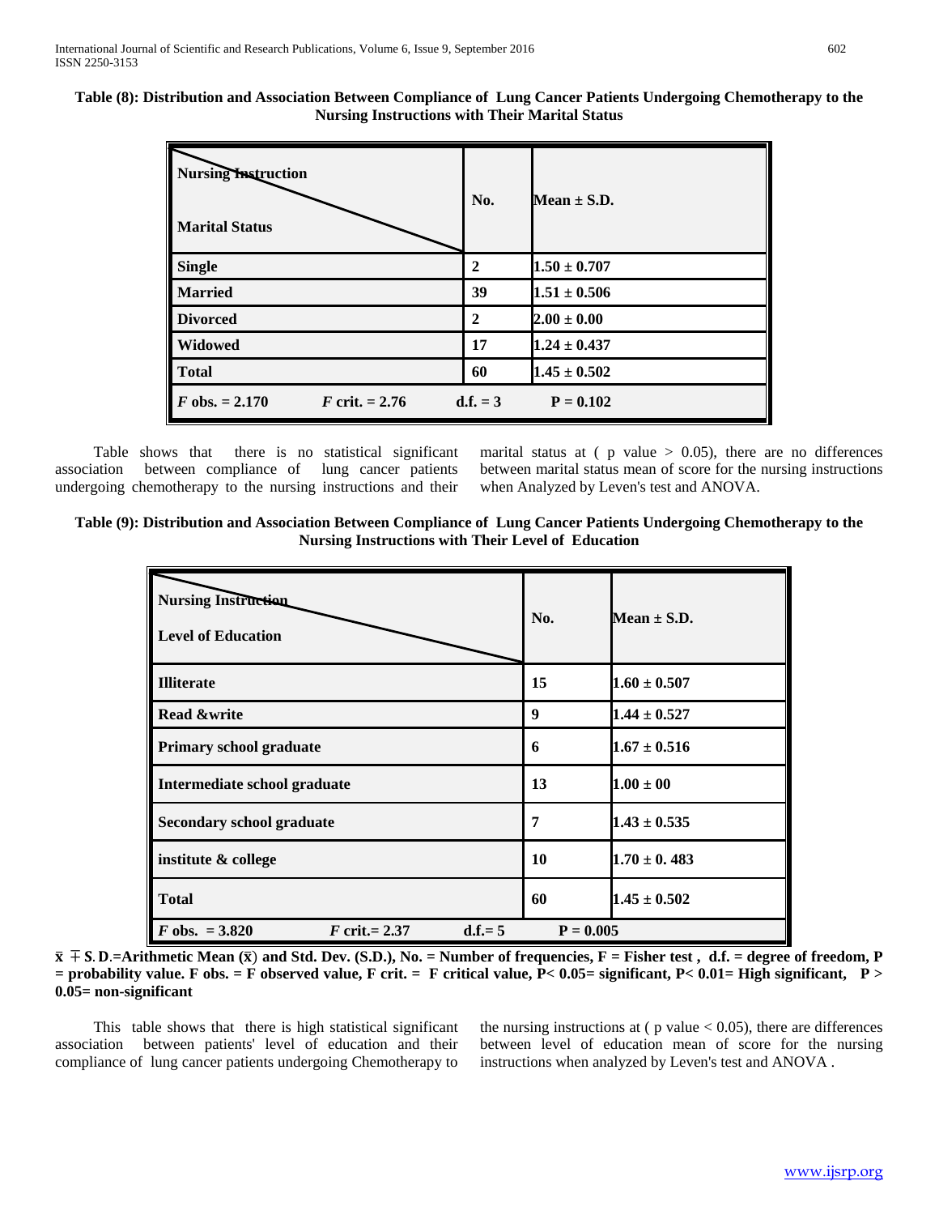**Table (8): Distribution and Association Between Compliance of Lung Cancer Patients Undergoing Chemotherapy to the Nursing Instructions with Their Marital Status**

| Nursing Instruction / Marital Status | No. | Mean ± S.D. |
|---|---|---|
| Single | 2 | 1.50 ± 0.707 |
| Married | 39 | 1.51 ± 0.506 |
| Divorced | 2 | 2.00 ± 0.00 |
| Widowed | 17 | 1.24 ± 0.437 |
| Total | 60 | 1.45 ± 0.502 |
| *F* obs. = 2.170    *F* crit. = 2.76 | d.f. = 3 | P = 0.102 |

Table shows that there is no statistical significant association between compliance of lung cancer patients undergoing chemotherapy to the nursing instructions and their marital status at ( p value > 0.05), there are no differences between marital status mean of score for the nursing instructions when Analyzed by Leven's test and ANOVA.

**Table (9): Distribution and Association Between Compliance of Lung Cancer Patients Undergoing Chemotherapy to the Nursing Instructions with Their Level of Education**

| Nursing Instruction / Level of Education | No. | Mean ± S.D. |
|---|---|---|
| Illiterate | 15 | 1.60 ± 0.507 |
| Read &write | 9 | 1.44 ± 0.527 |
| Primary school graduate | 6 | 1.67 ± 0.516 |
| Intermediate school graduate | 13 | 1.00 ± 00 |
| Secondary school graduate | 7 | 1.43 ± 0.535 |
| institute & college | 10 | 1.70 ± 0. 483 |
| Total | 60 | 1.45 ± 0.502 |
| *F* obs. = 3.820    *F* crit.= 2.37    d.f.= 5 | | P = 0.005 |

**$\bar{x} \mp$ S.D.=Arithmetic Mean ($\bar{x}$) and Std. Dev. (S.D.), No. = Number of frequencies, F = Fisher test , d.f. = degree of freedom, P = probability value. F obs. = F observed value, F crit. = F critical value, P< 0.05= significant, P< 0.01= High significant, P > 0.05= non-significant**

This table shows that there is high statistical significant association between patients' level of education and their compliance of lung cancer patients undergoing Chemotherapy to the nursing instructions at ( p value < 0.05), there are differences between level of education mean of score for the nursing instructions when analyzed by Leven's test and ANOVA .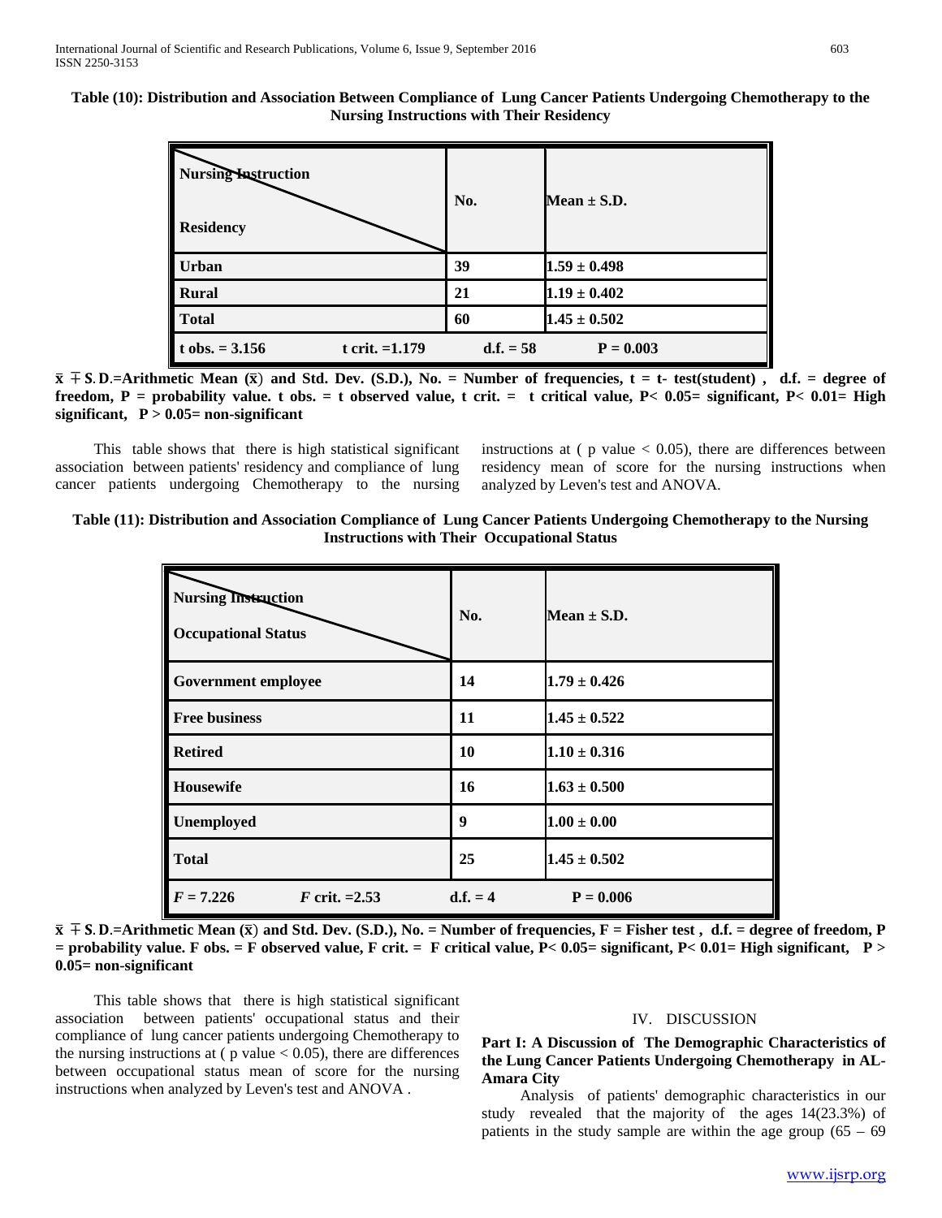**Table (10): Distribution and Association Between Compliance of Lung Cancer Patients Undergoing Chemotherapy to the Nursing Instructions with Their Residency**

| Nursing Instruction / Residency | No. | Mean ± S.D. |
|---|---|---|
| Urban | 39 | 1.59 ± 0.498 |
| Rural | 21 | 1.19 ± 0.402 |
| Total | 60 | 1.45 ± 0.502 |
| t obs. = 3.156 t crit. =1.179 | d.f. = 58 | P = 0.003 |

**$\bar{x} \mp S.D.$=Arithmetic Mean ($\bar{x}$) and Std. Dev. (S.D.), No. = Number of frequencies, t = t- test(student) , d.f. = degree of freedom, P = probability value. t obs. = t observed value, t crit. = t critical value, P< 0.05= significant, P< 0.01= High significant, P > 0.05= non-significant**

This table shows that there is high statistical significant association between patients' residency and compliance of lung cancer patients undergoing Chemotherapy to the nursing instructions at ( p value < 0.05), there are differences between residency mean of score for the nursing instructions when analyzed by Leven's test and ANOVA.

**Table (11): Distribution and Association Compliance of Lung Cancer Patients Undergoing Chemotherapy to the Nursing Instructions with Their Occupational Status**

| Nursing Instruction / Occupational Status | No. | Mean ± S.D. |
|---|---|---|
| Government employee | 14 | 1.79 ± 0.426 |
| Free business | 11 | 1.45 ± 0.522 |
| Retired | 10 | 1.10 ± 0.316 |
| Housewife | 16 | 1.63 ± 0.500 |
| Unemployed | 9 | 1.00 ± 0.00 |
| Total | 25 | 1.45 ± 0.502 |
| *F* = 7.226 *F* crit. =2.53 | d.f. = 4 | P = 0.006 |

**$\bar{x} \mp S.D.$=Arithmetic Mean ($\bar{x}$) and Std. Dev. (S.D.), No. = Number of frequencies, F = Fisher test , d.f. = degree of freedom, P = probability value. F obs. = F observed value, F crit. = F critical value, P< 0.05= significant, P< 0.01= High significant, P > 0.05= non-significant**

This table shows that there is high statistical significant association between patients' occupational status and their compliance of lung cancer patients undergoing Chemotherapy to the nursing instructions at ( p value < 0.05), there are differences between occupational status mean of score for the nursing instructions when analyzed by Leven's test and ANOVA .

## IV. DISCUSSION

### Part I: A Discussion of The Demographic Characteristics of the Lung Cancer Patients Undergoing Chemotherapy in AL-Amara City

Analysis of patients' demographic characteristics in our study revealed that the majority of the ages 14(23.3%) of patients in the study sample are within the age group (65 – 69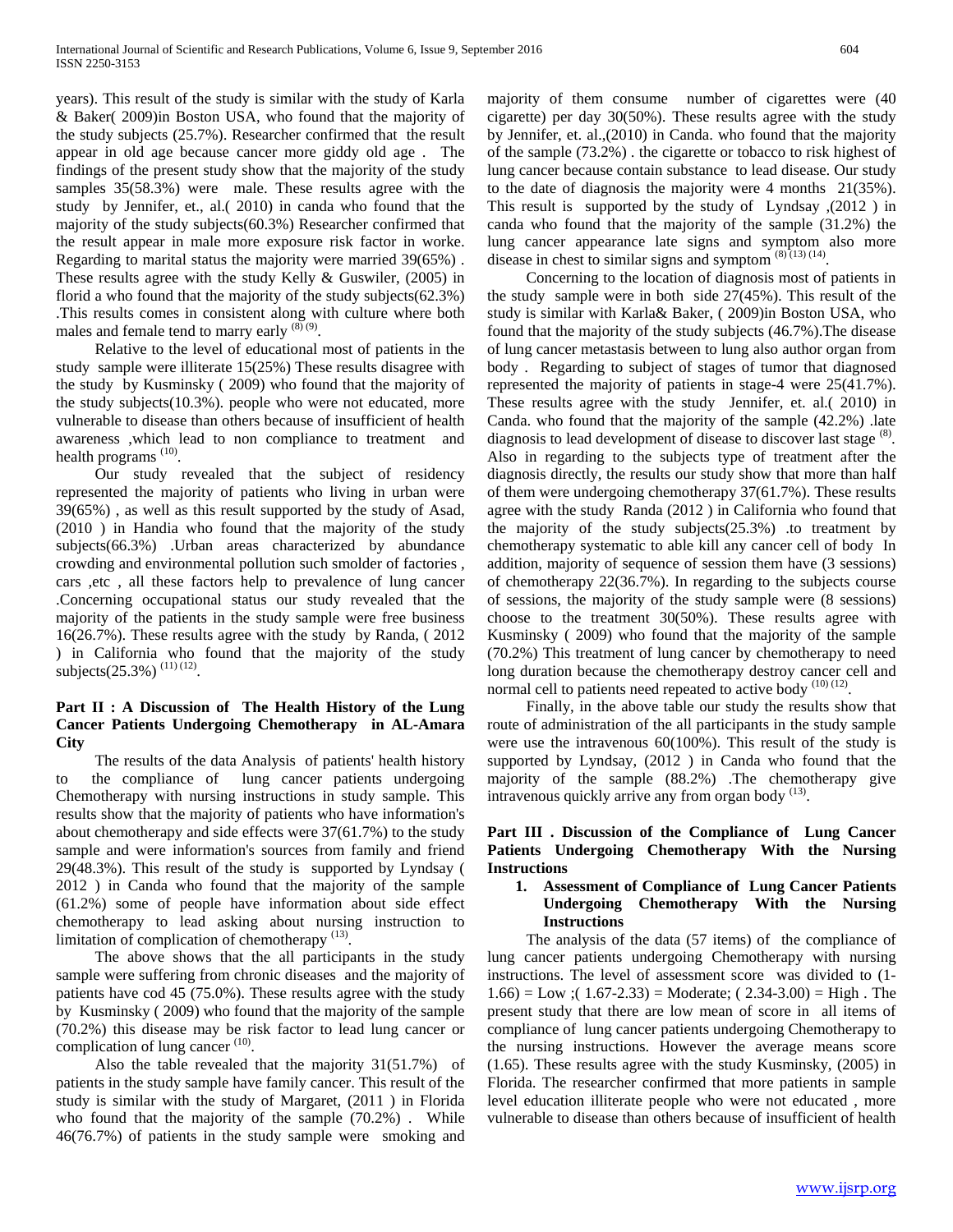years). This result of the study is similar with the study of Karla & Baker( 2009)in Boston USA, who found that the majority of the study subjects (25.7%). Researcher confirmed that the result appear in old age because cancer more giddy old age . The findings of the present study show that the majority of the study samples 35(58.3%) were male. These results agree with the study by Jennifer, et., al.( 2010) in canda who found that the majority of the study subjects(60.3%) Researcher confirmed that the result appear in male more exposure risk factor in worke. Regarding to marital status the majority were married 39(65%) . These results agree with the study Kelly & Guswiler, (2005) in florid a who found that the majority of the study subjects(62.3%) .This results comes in consistent along with culture where both males and female tend to marry early [(8) (9)].

Relative to the level of educational most of patients in the study sample were illiterate 15(25%) These results disagree with the study by Kusminsky ( 2009) who found that the majority of the study subjects(10.3%). people who were not educated, more vulnerable to disease than others because of insufficient of health awareness ,which lead to non compliance to treatment and health programs [(10)].

Our study revealed that the subject of residency represented the majority of patients who living in urban were 39(65%) , as well as this result supported by the study of Asad, (2010 ) in Handia who found that the majority of the study subjects(66.3%) .Urban areas characterized by abundance crowding and environmental pollution such smolder of factories , cars ,etc , all these factors help to prevalence of lung cancer .Concerning occupational status our study revealed that the majority of the patients in the study sample were free business 16(26.7%). These results agree with the study by Randa, ( 2012 ) in California who found that the majority of the study subjects(25.3%) [(11) (12)].

**Part II : A Discussion of The Health History of the Lung Cancer Patients Undergoing Chemotherapy in AL-Amara City**

The results of the data Analysis of patients' health history to the compliance of lung cancer patients undergoing Chemotherapy with nursing instructions in study sample. This results show that the majority of patients who have information's about chemotherapy and side effects were 37(61.7%) to the study sample and were information's sources from family and friend 29(48.3%). This result of the study is supported by Lyndsay ( 2012 ) in Canda who found that the majority of the sample (61.2%) some of people have information about side effect chemotherapy to lead asking about nursing instruction to limitation of complication of chemotherapy [(13)].

The above shows that the all participants in the study sample were suffering from chronic diseases and the majority of patients have cod 45 (75.0%). These results agree with the study by Kusminsky ( 2009) who found that the majority of the sample (70.2%) this disease may be risk factor to lead lung cancer or complication of lung cancer [(10)].

Also the table revealed that the majority 31(51.7%) of patients in the study sample have family cancer. This result of the study is similar with the study of Margaret, (2011 ) in Florida who found that the majority of the sample (70.2%) . While 46(76.7%) of patients in the study sample were smoking and majority of them consume number of cigarettes were (40 cigarette) per day 30(50%). These results agree with the study by Jennifer, et. al.,(2010) in Canda. who found that the majority of the sample (73.2%) . the cigarette or tobacco to risk highest of lung cancer because contain substance to lead disease. Our study to the date of diagnosis the majority were 4 months 21(35%). This result is supported by the study of Lyndsay ,(2012 ) in canda who found that the majority of the sample (31.2%) the lung cancer appearance late signs and symptom also more disease in chest to similar signs and symptom [(8) (13) (14)].

Concerning to the location of diagnosis most of patients in the study sample were in both side 27(45%). This result of the study is similar with Karla& Baker, ( 2009)in Boston USA, who found that the majority of the study subjects (46.7%).The disease of lung cancer metastasis between to lung also author organ from body . Regarding to subject of stages of tumor that diagnosed represented the majority of patients in stage-4 were 25(41.7%). These results agree with the study Jennifer, et. al.( 2010) in Canda. who found that the majority of the sample (42.2%) .late diagnosis to lead development of disease to discover last stage [(8)]. Also in regarding to the subjects type of treatment after the diagnosis directly, the results our study show that more than half of them were undergoing chemotherapy 37(61.7%). These results agree with the study Randa (2012 ) in California who found that the majority of the study subjects(25.3%) .to treatment by chemotherapy systematic to able kill any cancer cell of body In addition, majority of sequence of session them have (3 sessions) of chemotherapy 22(36.7%). In regarding to the subjects course of sessions, the majority of the study sample were (8 sessions) choose to the treatment 30(50%). These results agree with Kusminsky ( 2009) who found that the majority of the sample (70.2%) This treatment of lung cancer by chemotherapy to need long duration because the chemotherapy destroy cancer cell and normal cell to patients need repeated to active body [(10) (12)].

Finally, in the above table our study the results show that route of administration of the all participants in the study sample were use the intravenous 60(100%). This result of the study is supported by Lyndsay, (2012 ) in Canda who found that the majority of the sample (88.2%) .The chemotherapy give intravenous quickly arrive any from organ body [(13)].

**Part III . Discussion of the Compliance of Lung Cancer Patients Undergoing Chemotherapy With the Nursing Instructions**

1. **Assessment of Compliance of Lung Cancer Patients Undergoing Chemotherapy With the Nursing Instructions**

The analysis of the data (57 items) of the compliance of lung cancer patients undergoing Chemotherapy with nursing instructions. The level of assessment score was divided to (1-1.66) = Low ;( 1.67-2.33) = Moderate; ( 2.34-3.00) = High . The present study that there are low mean of score in all items of compliance of lung cancer patients undergoing Chemotherapy to the nursing instructions. However the average means score (1.65). These results agree with the study Kusminsky, (2005) in Florida. The researcher confirmed that more patients in sample level education illiterate people who were not educated , more vulnerable to disease than others because of insufficient of health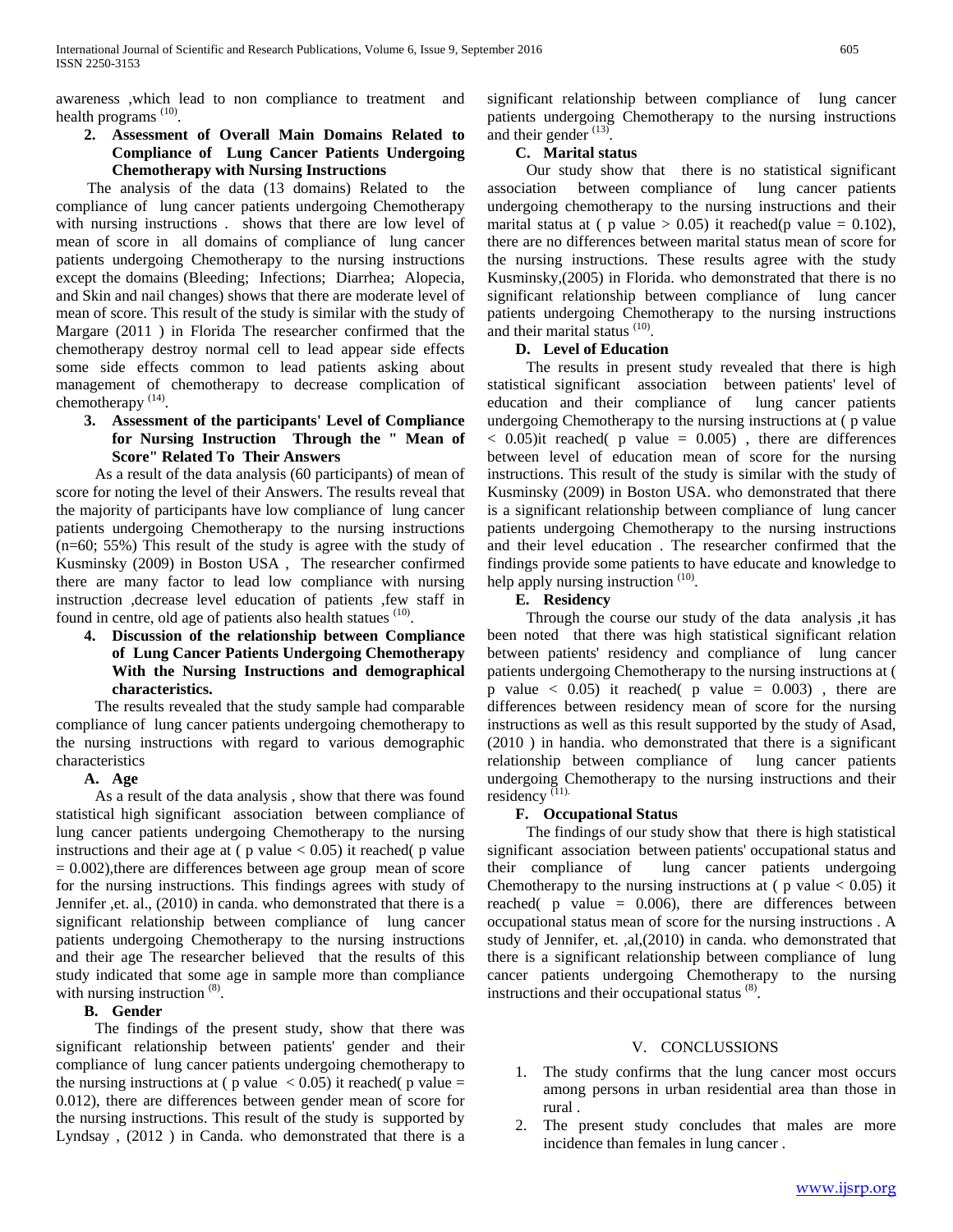awareness ,which lead to non compliance to treatment and health programs [10].

**2. Assessment of Overall Main Domains Related to Compliance of Lung Cancer Patients Undergoing Chemotherapy with Nursing Instructions**

The analysis of the data (13 domains) Related to the compliance of lung cancer patients undergoing Chemotherapy with nursing instructions . shows that there are low level of mean of score in all domains of compliance of lung cancer patients undergoing Chemotherapy to the nursing instructions except the domains (Bleeding; Infections; Diarrhea; Alopecia, and Skin and nail changes) shows that there are moderate level of mean of score. This result of the study is similar with the study of Margare (2011 ) in Florida The researcher confirmed that the chemotherapy destroy normal cell to lead appear side effects some side effects common to lead patients asking about management of chemotherapy to decrease complication of chemotherapy [14].

**3. Assessment of the participants' Level of Compliance for Nursing Instruction Through the " Mean of Score" Related To Their Answers**

As a result of the data analysis (60 participants) of mean of score for noting the level of their Answers. The results reveal that the majority of participants have low compliance of lung cancer patients undergoing Chemotherapy to the nursing instructions (n=60; 55%) This result of the study is agree with the study of Kusminsky (2009) in Boston USA , The researcher confirmed there are many factor to lead low compliance with nursing instruction ,decrease level education of patients ,few staff in found in centre, old age of patients also health statues [10].

**4. Discussion of the relationship between Compliance of Lung Cancer Patients Undergoing Chemotherapy With the Nursing Instructions and demographical characteristics.**

The results revealed that the study sample had comparable compliance of lung cancer patients undergoing chemotherapy to the nursing instructions with regard to various demographic characteristics

**A. Age**

As a result of the data analysis , show that there was found statistical high significant association between compliance of lung cancer patients undergoing Chemotherapy to the nursing instructions and their age at ( p value $< 0.05$) it reached( p value $= 0.002$),there are differences between age group mean of score for the nursing instructions. This findings agrees with study of Jennifer ,et. al., (2010) in canda. who demonstrated that there is a significant relationship between compliance of lung cancer patients undergoing Chemotherapy to the nursing instructions and their age The researcher believed that the results of this study indicated that some age in sample more than compliance with nursing instruction [8].

**B. Gender**

The findings of the present study, show that there was significant relationship between patients' gender and their compliance of lung cancer patients undergoing chemotherapy to the nursing instructions at ( p value $< 0.05$) it reached( p value $= 0.012$), there are differences between gender mean of score for the nursing instructions. This result of the study is supported by Lyndsay , (2012 ) in Canda. who demonstrated that there is a significant relationship between compliance of lung cancer patients undergoing Chemotherapy to the nursing instructions and their gender [13].

**C. Marital status**

Our study show that there is no statistical significant association between compliance of lung cancer patients undergoing chemotherapy to the nursing instructions and their marital status at ( p value $> 0.05$) it reached(p value $= 0.102$), there are no differences between marital status mean of score for the nursing instructions. These results agree with the study Kusminsky,(2005) in Florida. who demonstrated that there is no significant relationship between compliance of lung cancer patients undergoing Chemotherapy to the nursing instructions and their marital status [10].

**D. Level of Education**

The results in present study revealed that there is high statistical significant association between patients' level of education and their compliance of lung cancer patients undergoing Chemotherapy to the nursing instructions at ( p value $< 0.05$)it reached( p value $= 0.005$) , there are differences between level of education mean of score for the nursing instructions. This result of the study is similar with the study of Kusminsky (2009) in Boston USA. who demonstrated that there is a significant relationship between compliance of lung cancer patients undergoing Chemotherapy to the nursing instructions and their level education . The researcher confirmed that the findings provide some patients to have educate and knowledge to help apply nursing instruction [10].

**E. Residency**

Through the course our study of the data analysis ,it has been noted that there was high statistical significant relation between patients' residency and compliance of lung cancer patients undergoing Chemotherapy to the nursing instructions at ( p value $< 0.05$) it reached( p value $= 0.003$) , there are differences between residency mean of score for the nursing instructions as well as this result supported by the study of Asad, (2010 ) in handia. who demonstrated that there is a significant relationship between compliance of lung cancer patients undergoing Chemotherapy to the nursing instructions and their residency [11].

**F. Occupational Status**

The findings of our study show that there is high statistical significant association between patients' occupational status and their compliance of lung cancer patients undergoing Chemotherapy to the nursing instructions at ( p value $< 0.05$) it reached( p value $= 0.006$), there are differences between occupational status mean of score for the nursing instructions . A study of Jennifer, et. ,al,(2010) in canda. who demonstrated that there is a significant relationship between compliance of lung cancer patients undergoing Chemotherapy to the nursing instructions and their occupational status [8].

## V. CONCLUSSIONS

1. The study confirms that the lung cancer most occurs among persons in urban residential area than those in rural .
2. The present study concludes that males are more incidence than females in lung cancer .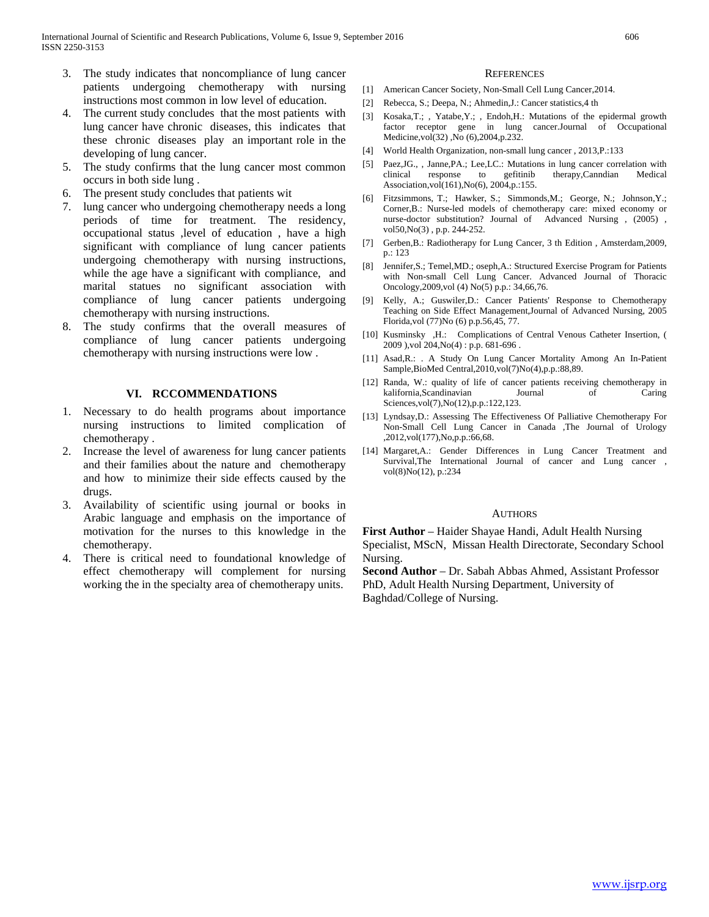3. The study indicates that noncompliance of lung cancer patients undergoing chemotherapy with nursing instructions most common in low level of education.
4. The current study concludes that the most patients with lung cancer have chronic diseases, this indicates that these chronic diseases play an important role in the developing of lung cancer.
5. The study confirms that the lung cancer most common occurs in both side lung .
6. The present study concludes that patients wit
7. lung cancer who undergoing chemotherapy needs a long periods of time for treatment. The residency, occupational status ,level of education , have a high significant with compliance of lung cancer patients undergoing chemotherapy with nursing instructions, while the age have a significant with compliance, and marital statues no significant association with compliance of lung cancer patients undergoing chemotherapy with nursing instructions.
8. The study confirms that the overall measures of compliance of lung cancer patients undergoing chemotherapy with nursing instructions were low .

## VI. RCCOMMENDATIONS

1. Necessary to do health programs about importance nursing instructions to limited complication of chemotherapy .
2. Increase the level of awareness for lung cancer patients and their families about the nature and chemotherapy and how to minimize their side effects caused by the drugs.
3. Availability of scientific using journal or books in Arabic language and emphasis on the importance of motivation for the nurses to this knowledge in the chemotherapy.
4. There is critical need to foundational knowledge of effect chemotherapy will complement for nursing working the in the specialty area of chemotherapy units.

## REFERENCES

[1] American Cancer Society, Non-Small Cell Lung Cancer,2014.

[2] Rebecca, S.; Deepa, N.; Ahmedin,J.: Cancer statistics,4 th

[3] Kosaka,T.; , Yatabe,Y.; , Endoh,H.: Mutations of the epidermal growth factor receptor gene in lung cancer.Journal of Occupational Medicine,vol(32) ,No (6),2004,p.232.

[4] World Health Organization, non-small lung cancer , 2013,P.:133

[5] Paez,JG., , Janne,PA.; Lee,LC.: Mutations in lung cancer correlation with clinical response to gefitinib therapy,Canndian Medical Association,vol(161),No(6), 2004,p.:155.

[6] Fitzsimmons, T.; Hawker, S.; Simmonds,M.; George, N.; Johnson,Y.; Corner,B.: Nurse-led models of chemotherapy care: mixed economy or nurse-doctor substitution? Journal of Advanced Nursing , (2005) , vol50,No(3) , p.p. 244-252.

[7] Gerben,B.: Radiotherapy for Lung Cancer, 3 th Edition , Amsterdam,2009, p.: 123

[8] Jennifer,S.; Temel,MD.; oseph,A.: Structured Exercise Program for Patients with Non-small Cell Lung Cancer. Advanced Journal of Thoracic Oncology,2009,vol (4) No(5) p.p.: 34,66,76.

[9] Kelly, A.; Guswiler,D.: Cancer Patients' Response to Chemotherapy Teaching on Side Effect Management,Journal of Advanced Nursing, 2005 Florida,vol (77)No (6) p.p.56,45, 77.

[10] Kusminsky ,H.: Complications of Central Venous Catheter Insertion, ( 2009 ),vol 204,No(4) : p.p. 681-696 .

[11] Asad,R.: . A Study On Lung Cancer Mortality Among An In-Patient Sample,BioMed Central,2010,vol(7)No(4),p.p.:88,89.

[12] Randa, W.: quality of life of cancer patients receiving chemotherapy in kalifornia,Scandinavian Journal of Caring Sciences,vol(7),No(12),p.p.:122,123.

[13] Lyndsay,D.: Assessing The Effectiveness Of Palliative Chemotherapy For Non-Small Cell Lung Cancer in Canada ,The Journal of Urology ,2012,vol(177),No,p.p.:66,68.

[14] Margaret,A.: Gender Differences in Lung Cancer Treatment and Survival,The International Journal of cancer and Lung cancer , vol(8)No(12), p.:234

## AUTHORS

**First Author** – Haider Shayae Handi, Adult Health Nursing Specialist, MScN, Missan Health Directorate, Secondary School Nursing.

**Second Author** – Dr. Sabah Abbas Ahmed, Assistant Professor PhD, Adult Health Nursing Department, University of Baghdad/College of Nursing.